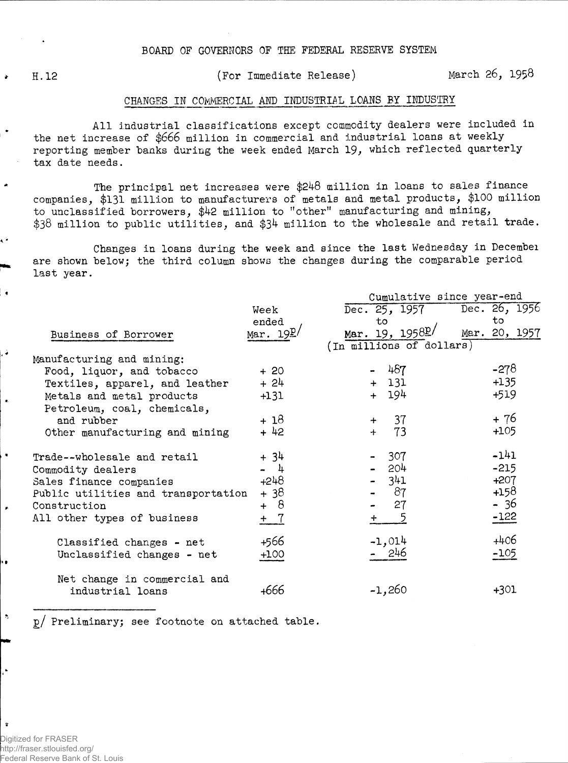BOARD OF GOVERNORS OF THE FEDERAL RESERVE SYSTEM

H.12 (For Immediate Release) March 26, 1958

## CHANGES IN COMMERCIAL AND INDUSTRIAL LOANS BY INDUSTRY

All industrial classifications except commodity dealers were included in the net increase of $666 million in commercial and industrial loans at weekly reporting member banks during the week ended March 19, which reflected quarterly tax date needs.

The principal net increases were $248 million in loans to sales finance companies, $131 million to manufacturers of metals and metal products, $100 million to unclassified borrowers, $42 million to "other" manufacturing and mining, $38 million to public utilities, and $34 million to the wholesale and retail trade.

Changes in loans during the week and since the last Wednesday in December are shown below; the third column shows the changes during the comparable period last year.

| Business of Borrower | Week ended Mar. 19p/ | Cumulative since year-end: Dec. 25, 1957 to Mar. 19, 1958p/ | Cumulative since year-end: Dec. 26, 1956 to Mar. 20, 1957 |
|---|---|---|---|
| | (In millions of dollars) | | |
| Manufacturing and mining: | | | |
| Food, liquor, and tobacco | + 20 | - 487 | -278 |
| Textiles, apparel, and leather | + 24 | + 131 | +135 |
| Metals and metal products | +131 | + 194 | +519 |
| Petroleum, coal, chemicals, and rubber | + 18 | + 37 | + 76 |
| Other manufacturing and mining | + 42 | + 73 | +105 |
| Trade--wholesale and retail | + 34 | - 307 | -141 |
| Commodity dealers | - 4 | - 204 | -215 |
| Sales finance companies | +248 | - 341 | +207 |
| Public utilities and transportation | + 38 | - 87 | +158 |
| Construction | + 8 | - 27 | - 36 |
| All other types of business | + 7 | + 5 | -122 |
| Classified changes - net | +566 | -1,014 | +406 |
| Unclassified changes - net | +100 | - 246 | -105 |
| Net change in commercial and industrial loans | +666 | -1,260 | +301 |

p/ Preliminary; see footnote on attached table.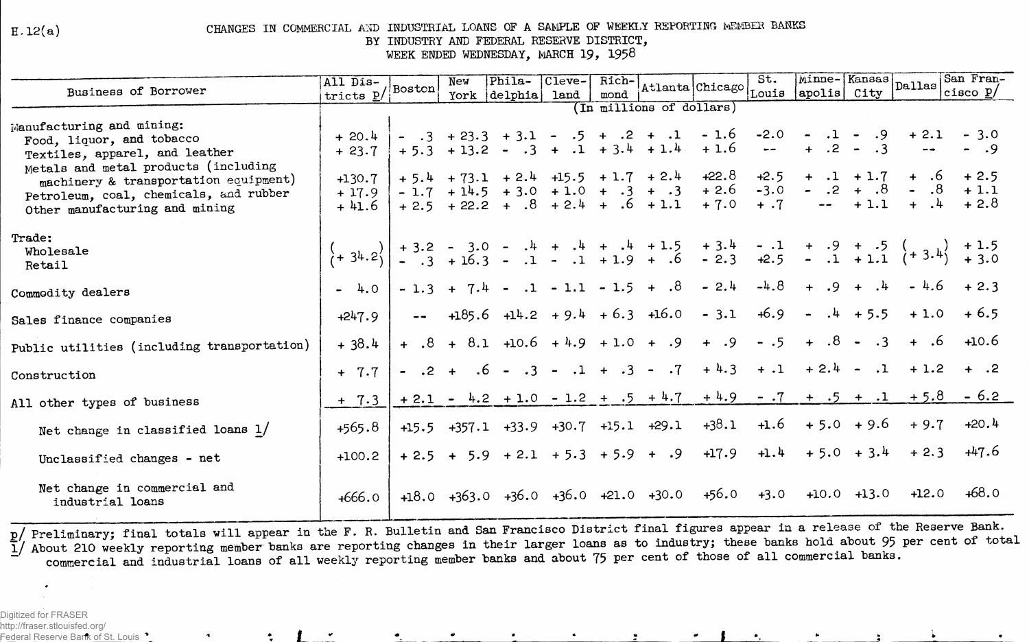H.12(a)

# CHANGES IN COMMERCIAL AND INDUSTRIAL LOANS OF A SAMPLE OF WEEKLY REPORTING MEMBER BANKS BY INDUSTRY AND FEDERAL RESERVE DISTRICT, WEEK ENDED WEDNESDAY, MARCH 19, 1958

| Business of Borrower | All Districts p/ | Boston | New York | Philadelphia | Cleveland | Richmond | Atlanta | Chicago | St. Louis | Minneapolis | Kansas City | Dallas | San Francisco p/ |
|---|---|---|---|---|---|---|---|---|---|---|---|---|---|
| | (In millions of dollars) | | | | | | | | | | | | |
| Manufacturing and mining: | | | | | | | | | | | | | |
| Food, liquor, and tobacco | + 20.4 | - .3 | + 23.3 | + 3.1 | - .5 | + .2 | + .1 | - 1.6 | -2.0 | - .1 | - .9 | + 2.1 | - 3.0 |
| Textiles, apparel, and leather | + 23.7 | + 5.3 | + 13.2 | - .3 | + .1 | + 3.4 | + 1.4 | + 1.6 | -- | + .2 | - .3 | -- | - .9 |
| Metals and metal products (including machinery & transportation equipment) | +130.7 | + 5.4 | + 73.1 | + 2.4 | +15.5 | + 1.7 | + 2.4 | +22.8 | +2.5 | + .1 | + 1.7 | + .6 | + 2.5 |
| Petroleum, coal, chemicals, and rubber | + 17.9 | - 1.7 | + 14.5 | + 3.0 | + 1.0 | + .3 | + .3 | + 2.6 | -3.0 | - .2 | + .8 | - .8 | + 1.1 |
| Other manufacturing and mining | + 41.6 | + 2.5 | + 22.2 | + .8 | + 2.4 | + .6 | + 1.1 | + 7.0 | + .7 | -- | + 1.1 | + .4 | + 2.8 |
| Trade: | | | | | | | | | | | | | |
| Wholesale | (+ 34.2) | + 3.2 | - 3.0 | - .4 | + .4 | + .4 | + 1.5 | + 3.4 | - .1 | + .9 | + .5 | (+ 3.4) | + 1.5 |
| Retail | | - .3 | + 16.3 | - .1 | - .1 | + 1.9 | + .6 | - 2.3 | +2.5 | - .1 | + 1.1 | | + 3.0 |
| Commodity dealers | - 4.0 | - 1.3 | + 7.4 | - .1 | - 1.1 | - 1.5 | + .8 | - 2.4 | -4.8 | + .9 | + .4 | - 4.6 | + 2.3 |
| Sales finance companies | +247.9 | -- | +185.6 | +14.2 | + 9.4 | + 6.3 | +16.0 | - 3.1 | +6.9 | - .4 | + 5.5 | + 1.0 | + 6.5 |
| Public utilities (including transportation) | + 38.4 | + .8 | + 8.1 | +10.6 | + 4.9 | + 1.0 | + .9 | + .9 | - .5 | + .8 | - .3 | + .6 | +10.6 |
| Construction | + 7.7 | - .2 | + .6 | - .3 | - .1 | + .3 | - .7 | + 4.3 | + .1 | + 2.4 | - .1 | + 1.2 | + .2 |
| All other types of business | + 7.3 | + 2.1 | - 4.2 | + 1.0 | - 1.2 | + .5 | + 4.7 | + 4.9 | - .7 | + .5 | + .1 | + 5.8 | - 6.2 |
| Net change in classified loans 1/ | +565.8 | +15.5 | +357.1 | +33.9 | +30.7 | +15.1 | +29.1 | +38.1 | +1.6 | + 5.0 | + 9.6 | + 9.7 | +20.4 |
| Unclassified changes - net | +100.2 | + 2.5 | + 5.9 | + 2.1 | + 5.3 | + 5.9 | + .9 | +17.9 | +1.4 | + 5.0 | + 3.4 | + 2.3 | +47.6 |
| Net change in commercial and industrial loans | +666.0 | +18.0 | +363.0 | +36.0 | +36.0 | +21.0 | +30.0 | +56.0 | +3.0 | +10.0 | +13.0 | +12.0 | +68.0 |

p/ Preliminary; final totals will appear in the F. R. Bulletin and San Francisco District final figures appear in a release of the Reserve Bank.
1/ About 210 weekly reporting member banks are reporting changes in their larger loans as to industry; these banks hold about 95 per cent of total commercial and industrial loans of all weekly reporting member banks and about 75 per cent of those of all commercial banks.